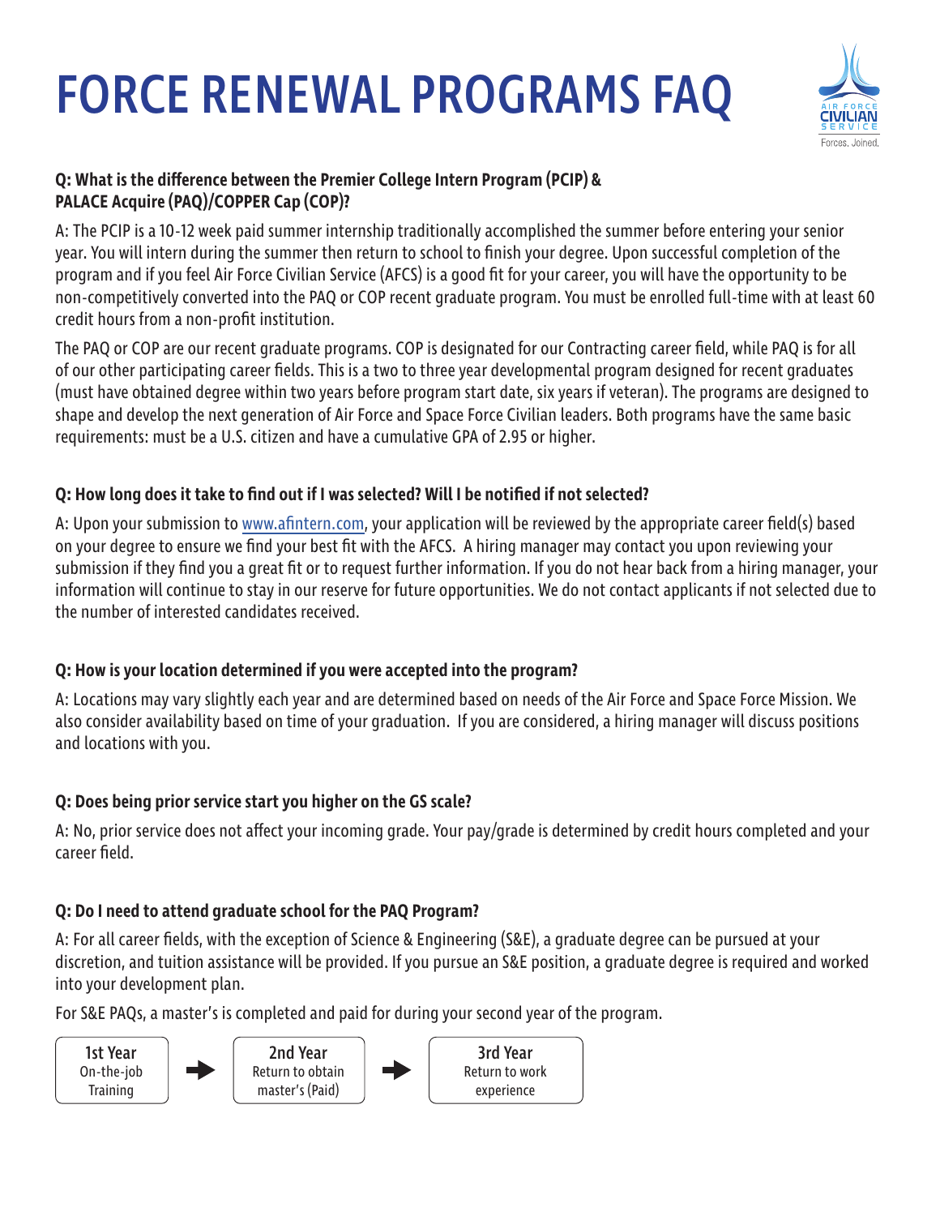# FORCE RENEWAL PROGRAMS FAQ

**Q: What is the difference between the Premier College Intern Program (PCIP) & PALACE Acquire (PAQ)/COPPER Cap (COP)?**

A: The PCIP is a 10-12 week paid summer internship traditionally accomplished the summer before entering your senior year. You will intern during the summer then return to school to finish your degree. Upon successful completion of the program and if you feel Air Force Civilian Service (AFCS) is a good fit for your career, you will have the opportunity to be non-competitively converted into the PAQ or COP recent graduate program. You must be enrolled full-time with at least 60 credit hours from a non-profit institution.

The PAQ or COP are our recent graduate programs. COP is designated for our Contracting career field, while PAQ is for all of our other participating career fields. This is a two to three year developmental program designed for recent graduates (must have obtained degree within two years before program start date, six years if veteran). The programs are designed to shape and develop the next generation of Air Force and Space Force Civilian leaders. Both programs have the same basic requirements: must be a U.S. citizen and have a cumulative GPA of 2.95 or higher.

**Q: How long does it take to find out if I was selected? Will I be notified if not selected?**

A: Upon your submission to www.afintern.com, your application will be reviewed by the appropriate career field(s) based on your degree to ensure we find your best fit with the AFCS. A hiring manager may contact you upon reviewing your submission if they find you a great fit or to request further information. If you do not hear back from a hiring manager, your information will continue to stay in our reserve for future opportunities. We do not contact applicants if not selected due to the number of interested candidates received.

**Q: How is your location determined if you were accepted into the program?**

A: Locations may vary slightly each year and are determined based on needs of the Air Force and Space Force Mission. We also consider availability based on time of your graduation. If you are considered, a hiring manager will discuss positions and locations with you.

**Q: Does being prior service start you higher on the GS scale?**

A: No, prior service does not affect your incoming grade. Your pay/grade is determined by credit hours completed and your career field.

**Q: Do I need to attend graduate school for the PAQ Program?**

A: For all career fields, with the exception of Science & Engineering (S&E), a graduate degree can be pursued at your discretion, and tuition assistance will be provided. If you pursue an S&E position, a graduate degree is required and worked into your development plan.

For S&E PAQs, a master's is completed and paid for during your second year of the program.

**1st Year** On-the-job Training → **2nd Year** Return to obtain master's (Paid) → **3rd Year** Return to work experience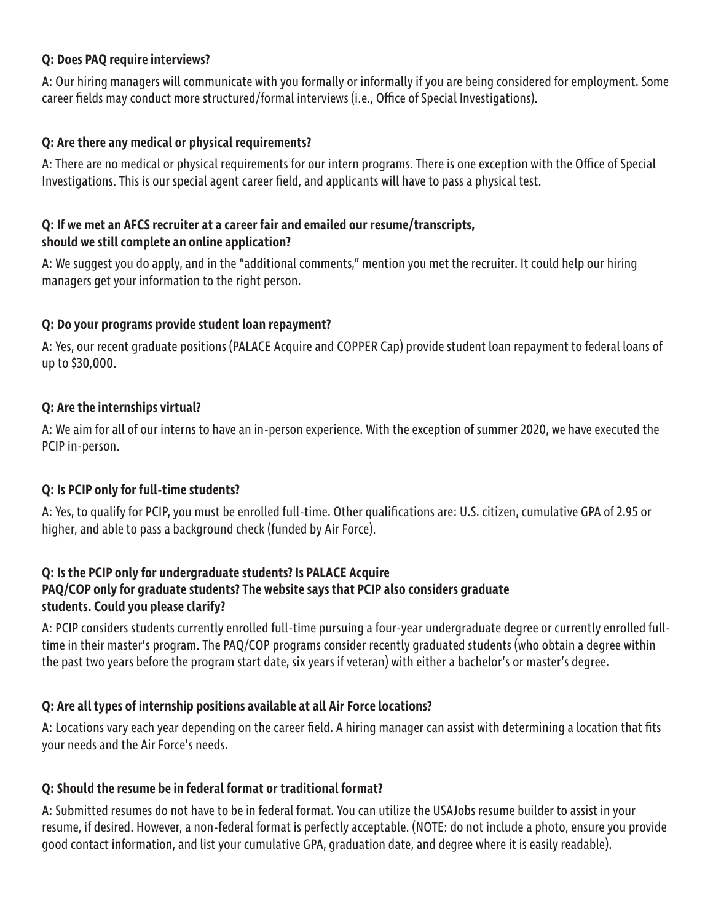**Q: Does PAQ require interviews?**

A: Our hiring managers will communicate with you formally or informally if you are being considered for employment. Some career fields may conduct more structured/formal interviews (i.e., Office of Special Investigations).

**Q: Are there any medical or physical requirements?**

A: There are no medical or physical requirements for our intern programs. There is one exception with the Office of Special Investigations. This is our special agent career field, and applicants will have to pass a physical test.

**Q: If we met an AFCS recruiter at a career fair and emailed our resume/transcripts, should we still complete an online application?**

A: We suggest you do apply, and in the "additional comments," mention you met the recruiter. It could help our hiring managers get your information to the right person.

**Q: Do your programs provide student loan repayment?**

A: Yes, our recent graduate positions (PALACE Acquire and COPPER Cap) provide student loan repayment to federal loans of up to $30,000.

**Q: Are the internships virtual?**

A: We aim for all of our interns to have an in-person experience. With the exception of summer 2020, we have executed the PCIP in-person.

**Q: Is PCIP only for full-time students?**

A: Yes, to qualify for PCIP, you must be enrolled full-time. Other qualifications are: U.S. citizen, cumulative GPA of 2.95 or higher, and able to pass a background check (funded by Air Force).

**Q: Is the PCIP only for undergraduate students? Is PALACE Acquire PAQ/COP only for graduate students? The website says that PCIP also considers graduate students. Could you please clarify?**

A: PCIP considers students currently enrolled full-time pursuing a four-year undergraduate degree or currently enrolled full-time in their master's program. The PAQ/COP programs consider recently graduated students (who obtain a degree within the past two years before the program start date, six years if veteran) with either a bachelor's or master's degree.

**Q: Are all types of internship positions available at all Air Force locations?**

A: Locations vary each year depending on the career field. A hiring manager can assist with determining a location that fits your needs and the Air Force's needs.

**Q: Should the resume be in federal format or traditional format?**

A: Submitted resumes do not have to be in federal format. You can utilize the USAJobs resume builder to assist in your resume, if desired. However, a non-federal format is perfectly acceptable. (NOTE: do not include a photo, ensure you provide good contact information, and list your cumulative GPA, graduation date, and degree where it is easily readable).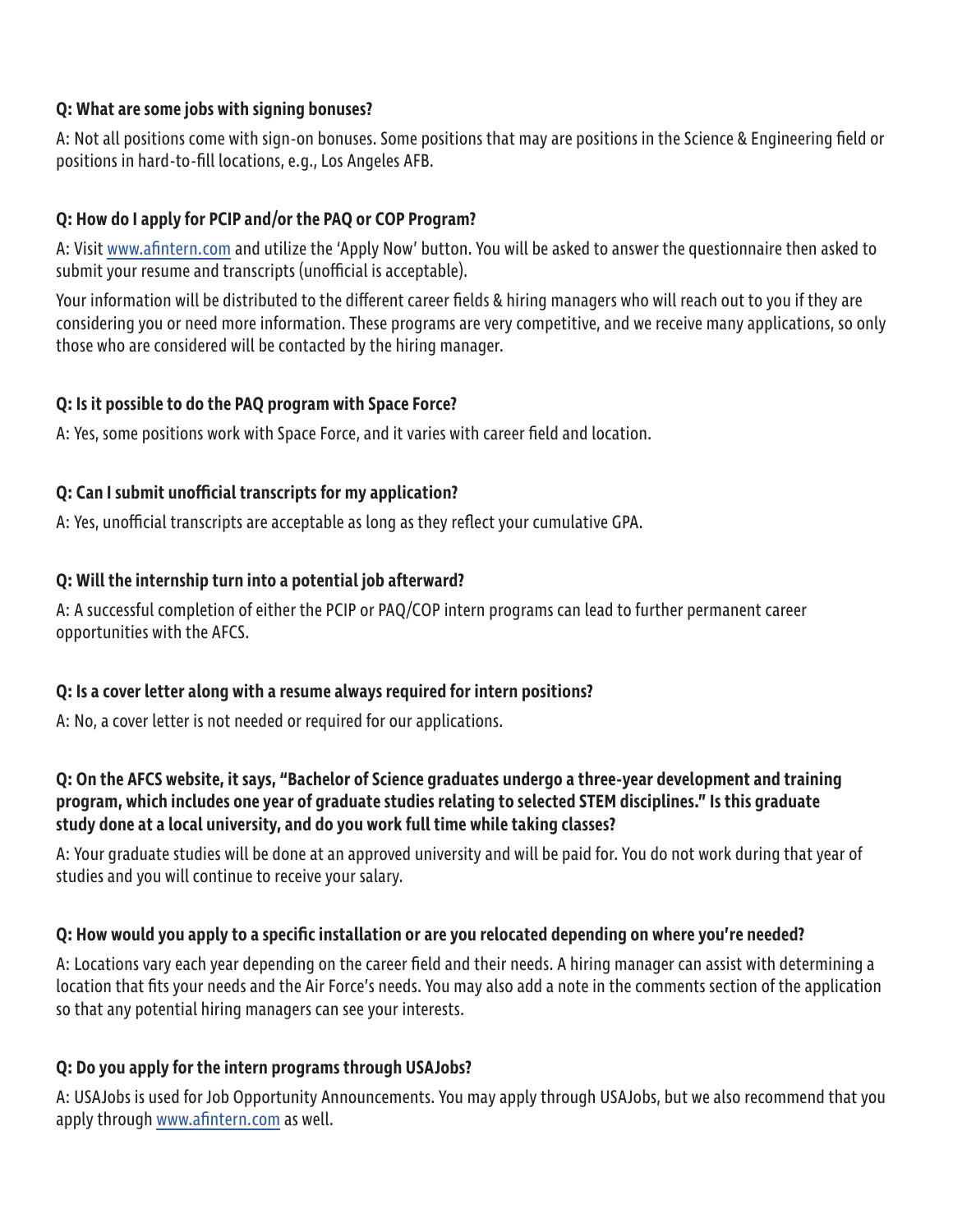**Q: What are some jobs with signing bonuses?**

A: Not all positions come with sign-on bonuses. Some positions that may are positions in the Science & Engineering field or positions in hard-to-fill locations, e.g., Los Angeles AFB.

**Q: How do I apply for PCIP and/or the PAQ or COP Program?**

A: Visit www.afintern.com and utilize the 'Apply Now' button. You will be asked to answer the questionnaire then asked to submit your resume and transcripts (unofficial is acceptable).

Your information will be distributed to the different career fields & hiring managers who will reach out to you if they are considering you or need more information. These programs are very competitive, and we receive many applications, so only those who are considered will be contacted by the hiring manager.

**Q: Is it possible to do the PAQ program with Space Force?**

A: Yes, some positions work with Space Force, and it varies with career field and location.

**Q: Can I submit unofficial transcripts for my application?**

A: Yes, unofficial transcripts are acceptable as long as they reflect your cumulative GPA.

**Q: Will the internship turn into a potential job afterward?**

A: A successful completion of either the PCIP or PAQ/COP intern programs can lead to further permanent career opportunities with the AFCS.

**Q: Is a cover letter along with a resume always required for intern positions?**

A: No, a cover letter is not needed or required for our applications.

**Q: On the AFCS website, it says, "Bachelor of Science graduates undergo a three-year development and training program, which includes one year of graduate studies relating to selected STEM disciplines." Is this graduate study done at a local university, and do you work full time while taking classes?**

A: Your graduate studies will be done at an approved university and will be paid for. You do not work during that year of studies and you will continue to receive your salary.

**Q: How would you apply to a specific installation or are you relocated depending on where you're needed?**

A: Locations vary each year depending on the career field and their needs. A hiring manager can assist with determining a location that fits your needs and the Air Force's needs. You may also add a note in the comments section of the application so that any potential hiring managers can see your interests.

**Q: Do you apply for the intern programs through USAJobs?**

A: USAJobs is used for Job Opportunity Announcements. You may apply through USAJobs, but we also recommend that you apply through www.afintern.com as well.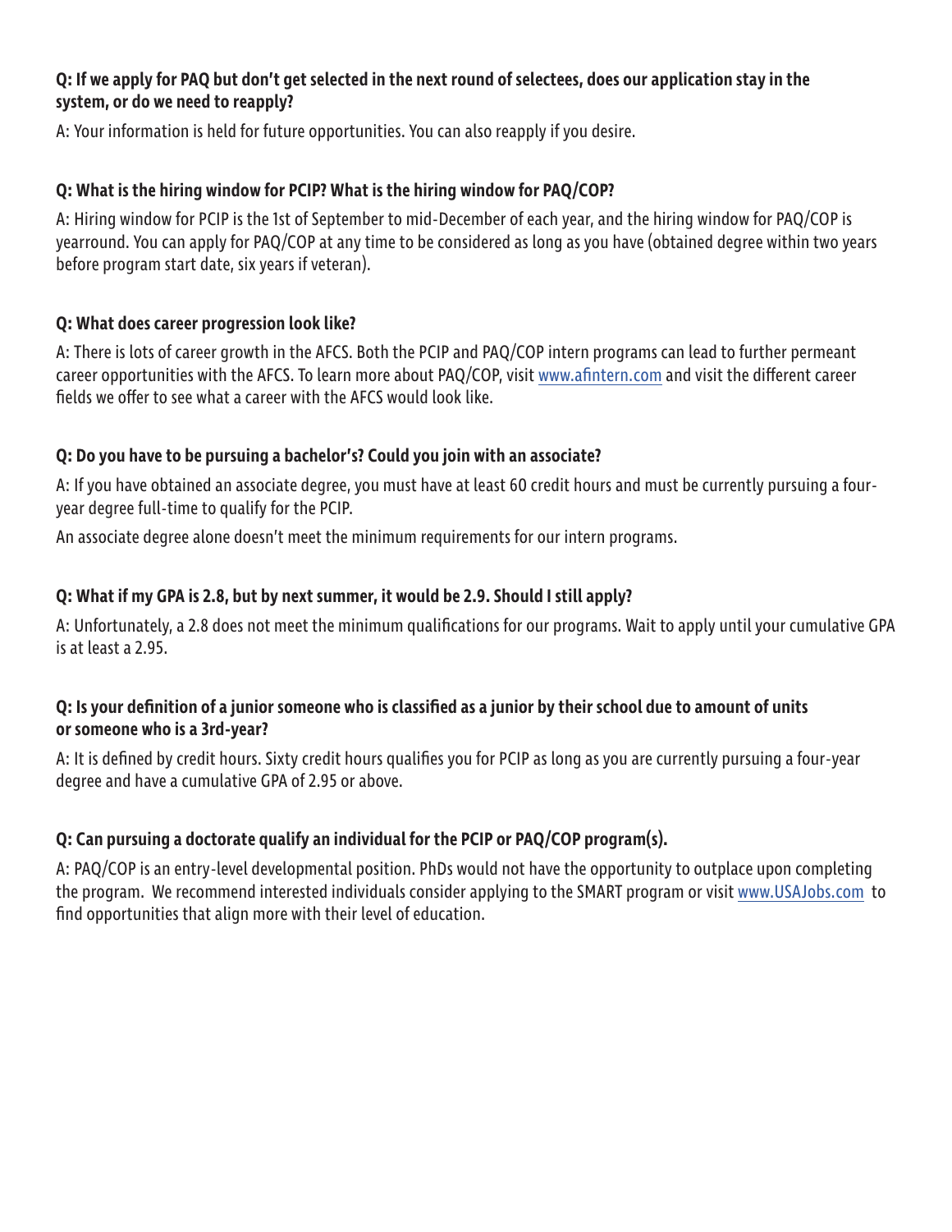**Q: If we apply for PAQ but don't get selected in the next round of selectees, does our application stay in the system, or do we need to reapply?**

A: Your information is held for future opportunities. You can also reapply if you desire.

**Q: What is the hiring window for PCIP? What is the hiring window for PAQ/COP?**

A: Hiring window for PCIP is the 1st of September to mid-December of each year, and the hiring window for PAQ/COP is yearround. You can apply for PAQ/COP at any time to be considered as long as you have (obtained degree within two years before program start date, six years if veteran).

**Q: What does career progression look like?**

A: There is lots of career growth in the AFCS. Both the PCIP and PAQ/COP intern programs can lead to further permeant career opportunities with the AFCS. To learn more about PAQ/COP, visit www.afintern.com and visit the different career fields we offer to see what a career with the AFCS would look like.

**Q: Do you have to be pursuing a bachelor's? Could you join with an associate?**

A: If you have obtained an associate degree, you must have at least 60 credit hours and must be currently pursuing a four-year degree full-time to qualify for the PCIP.

An associate degree alone doesn't meet the minimum requirements for our intern programs.

**Q: What if my GPA is 2.8, but by next summer, it would be 2.9. Should I still apply?**

A: Unfortunately, a 2.8 does not meet the minimum qualifications for our programs. Wait to apply until your cumulative GPA is at least a 2.95.

**Q: Is your definition of a junior someone who is classified as a junior by their school due to amount of units or someone who is a 3rd-year?**

A: It is defined by credit hours. Sixty credit hours qualifies you for PCIP as long as you are currently pursuing a four-year degree and have a cumulative GPA of 2.95 or above.

**Q: Can pursuing a doctorate qualify an individual for the PCIP or PAQ/COP program(s).**

A: PAQ/COP is an entry-level developmental position. PhDs would not have the opportunity to outplace upon completing the program. We recommend interested individuals consider applying to the SMART program or visit www.USAJobs.com to find opportunities that align more with their level of education.